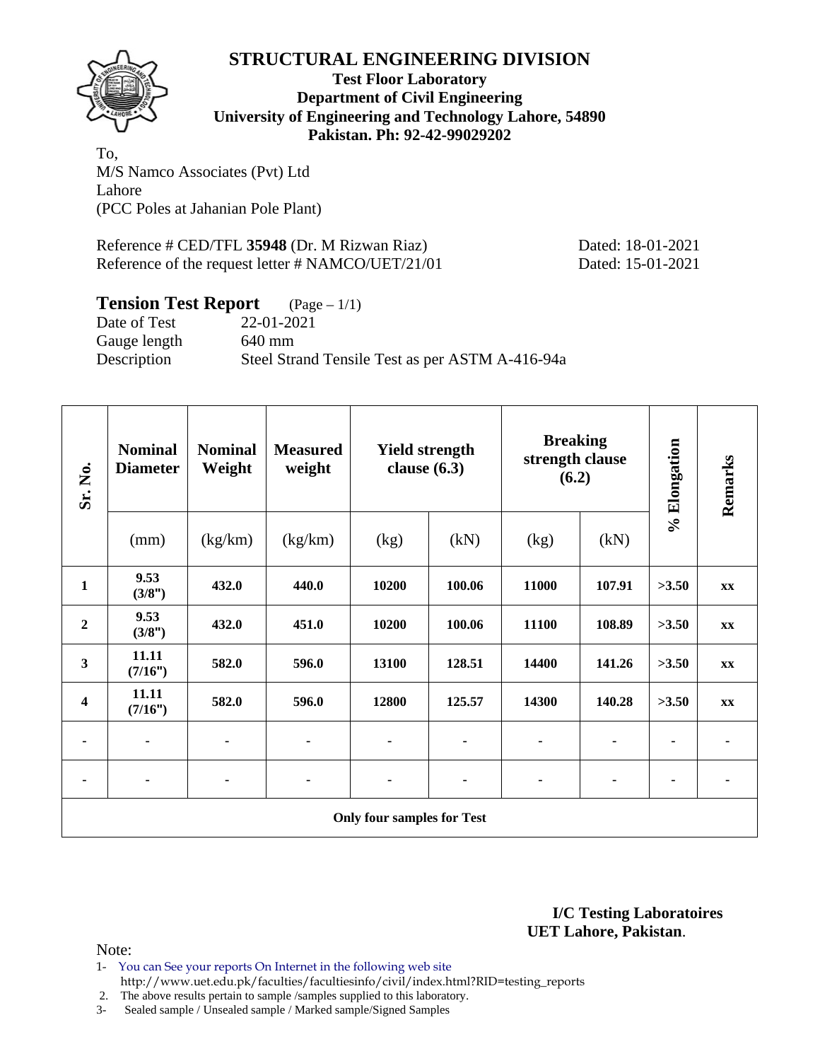# STRUCTURAL ENGINEERING DIVISION

**Test Floor Laboratory**
**Department of Civil Engineering**
**University of Engineering and Technology Lahore, 54890**
**Pakistan. Ph: 92-42-99029202**

To,
M/S Namco Associates (Pvt) Ltd
Lahore
(PCC Poles at Jahanian Pole Plant)

Reference # CED/TFL **35948** (Dr. M Rizwan Riaz) Dated: 18-01-2021
Reference of the request letter # NAMCO/UET/21/01 Dated: 15-01-2021

## Tension Test Report (Page – 1/1)

Date of Test 22-01-2021
Gauge length 640 mm
Description Steel Strand Tensile Test as per ASTM A-416-94a

| Sr. No. | Nominal Diameter | Nominal Weight | Measured weight | Yield strength clause (6.3) | | Breaking strength clause (6.2) | | % Elongation | Remarks |
|---|---|---|---|---|---|---|---|---|---|
| | (mm) | (kg/km) | (kg/km) | (kg) | (kN) | (kg) | (kN) | | |
| **1** | **9.53 (3/8")** | **432.0** | **440.0** | **10200** | **100.06** | **11000** | **107.91** | **>3.50** | **xx** |
| **2** | **9.53 (3/8")** | **432.0** | **451.0** | **10200** | **100.06** | **11100** | **108.89** | **>3.50** | **xx** |
| **3** | **11.11 (7/16")** | **582.0** | **596.0** | **13100** | **128.51** | **14400** | **141.26** | **>3.50** | **xx** |
| **4** | **11.11 (7/16")** | **582.0** | **596.0** | **12800** | **125.57** | **14300** | **140.28** | **>3.50** | **xx** |
| - | - | - | - | - | - | - | - | - | - |
| - | - | - | - | - | - | - | - | - | - |
| **Only four samples for Test** | | | | | | | | | |

**I/C Testing Laboratoires**
**UET Lahore, Pakistan**.

Note:
1- You can See your reports On Internet in the following web site
http://www.uet.edu.pk/faculties/facultiesinfo/civil/index.html?RID=testing_reports
2. The above results pertain to sample /samples supplied to this laboratory.
3- Sealed sample / Unsealed sample / Marked sample/Signed Samples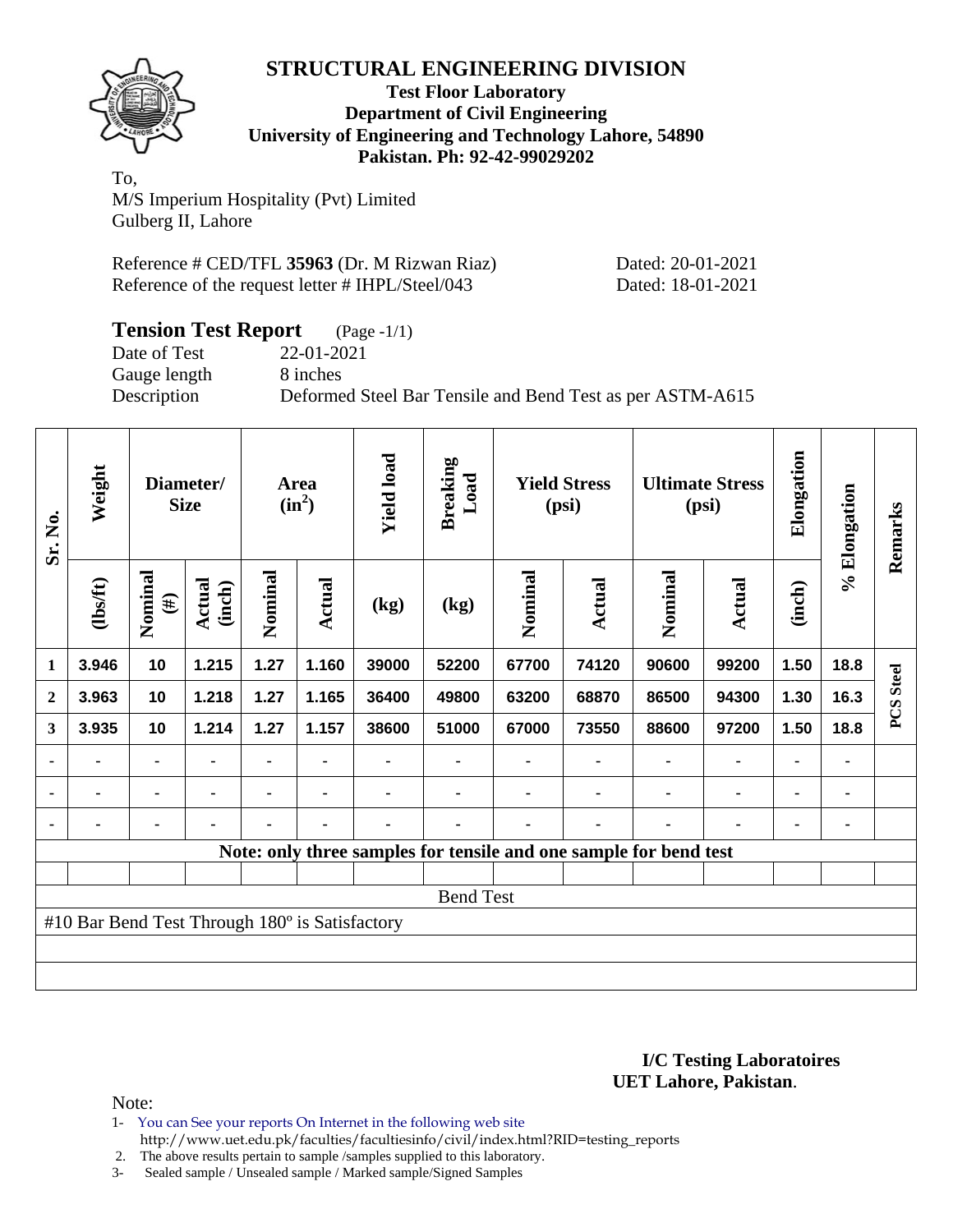# STRUCTURAL ENGINEERING DIVISION

**Test Floor Laboratory**
**Department of Civil Engineering**
**University of Engineering and Technology Lahore, 54890**
**Pakistan. Ph: 92-42-99029202**

To,
M/S Imperium Hospitality (Pvt) Limited
Gulberg II, Lahore

Reference # CED/TFL **35963** (Dr. M Rizwan Riaz) Dated: 20-01-2021
Reference of the request letter # IHPL/Steel/043 Dated: 18-01-2021

## Tension Test Report (Page -1/1)

Date of Test 22-01-2021
Gauge length 8 inches
Description Deformed Steel Bar Tensile and Bend Test as per ASTM-A615

| Sr. No. | Weight | Diameter/ Size | | Area ($in^2$) | | Yield load | Breaking Load | Yield Stress (psi) | | Ultimate Stress (psi) | | Elongation | % Elongation | Remarks |
|---|---|---|---|---|---|---|---|---|---|---|---|---|---|---|
| | (lbs/ft) | Nominal (#) | Actual (inch) | Nominal | Actual | (kg) | (kg) | Nominal | Actual | Nominal | Actual | (inch) | | |
| 1 | 3.946 | 10 | 1.215 | 1.27 | 1.160 | 39000 | 52200 | 67700 | 74120 | 90600 | 99200 | 1.50 | 18.8 | PCS Steel |
| 2 | 3.963 | 10 | 1.218 | 1.27 | 1.165 | 36400 | 49800 | 63200 | 68870 | 86500 | 94300 | 1.30 | 16.3 | |
| 3 | 3.935 | 10 | 1.214 | 1.27 | 1.157 | 38600 | 51000 | 67000 | 73550 | 88600 | 97200 | 1.50 | 18.8 | |
| - | - | - | - | - | - | - | - | - | - | - | - | - | - | |
| - | - | - | - | - | - | - | - | - | - | - | - | - | - | |
| - | - | - | - | - | - | - | - | - | - | - | - | - | - | |

**Note: only three samples for tensile and one sample for bend test**

Bend Test

#10 Bar Bend Test Through 180º is Satisfactory

**I/C Testing Laboratoires**
**UET Lahore, Pakistan**.

Note:

1- You can See your reports On Internet in the following web site
http://www.uet.edu.pk/faculties/facultiesinfo/civil/index.html?RID=testing_reports
2. The above results pertain to sample /samples supplied to this laboratory.
3- Sealed sample / Unsealed sample / Marked sample/Signed Samples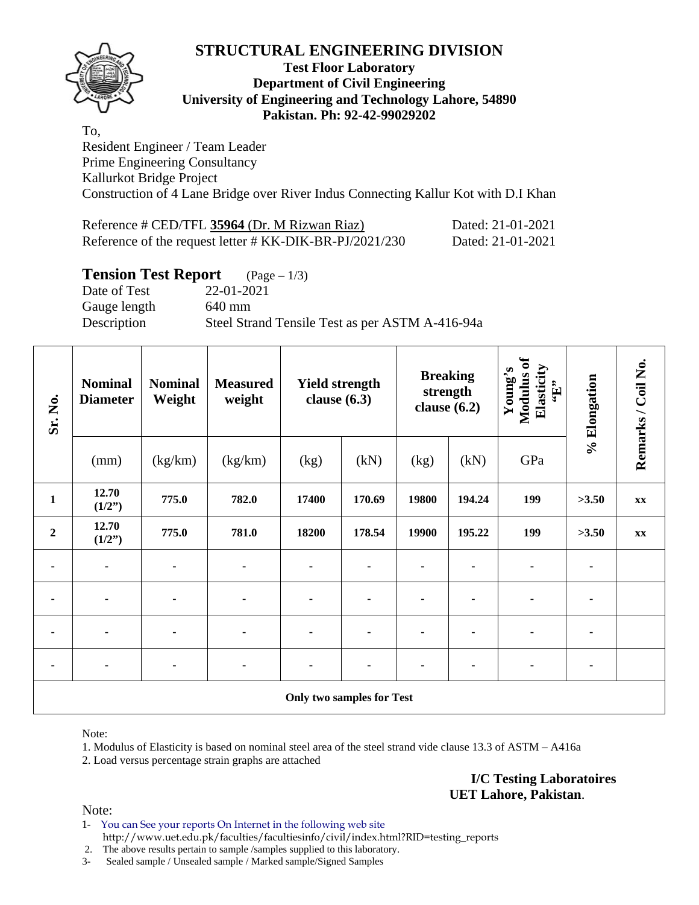# STRUCTURAL ENGINEERING DIVISION

**Test Floor Laboratory**
**Department of Civil Engineering**
**University of Engineering and Technology Lahore, 54890**
**Pakistan. Ph: 92-42-99029202**

To,
Resident Engineer / Team Leader
Prime Engineering Consultancy
Kallurkot Bridge Project
Construction of 4 Lane Bridge over River Indus Connecting Kallur Kot with D.I Khan

Reference # CED/TFL **35964** (Dr. M Rizwan Riaz) Dated: 21-01-2021
Reference of the request letter # KK-DIK-BR-PJ/2021/230 Dated: 21-01-2021

## Tension Test Report (Page – 1/3)

Date of Test 22-01-2021
Gauge length 640 mm
Description Steel Strand Tensile Test as per ASTM A-416-94a

| Sr. No. | Nominal Diameter | Nominal Weight | Measured weight | Yield strength clause (6.3) | | Breaking strength clause (6.2) | | Young's Modulus of Elasticity "E" | % Elongation | Remarks / Coil No. |
|---|---|---|---|---|---|---|---|---|---|---|
| | (mm) | (kg/km) | (kg/km) | (kg) | (kN) | (kg) | (kN) | GPa | | |
| **1** | **12.70 (1/2")** | **775.0** | **782.0** | **17400** | **170.69** | **19800** | **194.24** | **199** | **>3.50** | **xx** |
| **2** | **12.70 (1/2")** | **775.0** | **781.0** | **18200** | **178.54** | **19900** | **195.22** | **199** | **>3.50** | **xx** |
| - | - | - | - | - | - | - | - | - | - | |
| - | - | - | - | - | - | - | - | - | - | |
| - | - | - | - | - | - | - | - | - | - | |
| - | - | - | - | - | - | - | - | - | - | |
| **Only two samples for Test** | | | | | | | | | | |

Note:
1. Modulus of Elasticity is based on nominal steel area of the steel strand vide clause 13.3 of ASTM – A416a
2. Load versus percentage strain graphs are attached

**I/C Testing Laboratoires**
**UET Lahore, Pakistan**.

Note:
1- You can See your reports On Internet in the following web site
http://www.uet.edu.pk/faculties/facultiesinfo/civil/index.html?RID=testing_reports
2. The above results pertain to sample /samples supplied to this laboratory.
3- Sealed sample / Unsealed sample / Marked sample/Signed Samples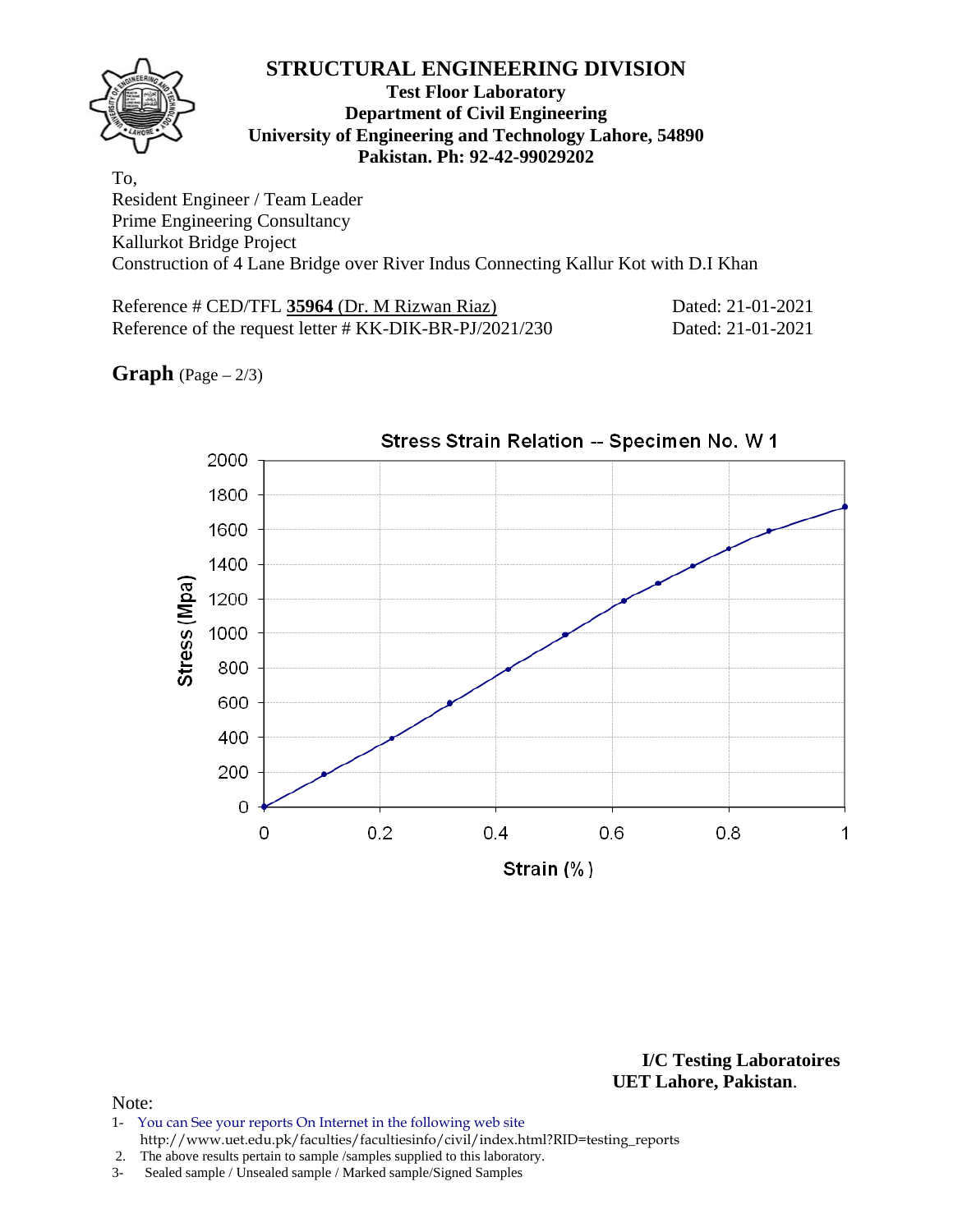# STRUCTURAL ENGINEERING DIVISION

**Test Floor Laboratory**
**Department of Civil Engineering**
**University of Engineering and Technology Lahore, 54890**
**Pakistan. Ph: 92-42-99029202**

To,
Resident Engineer / Team Leader
Prime Engineering Consultancy
Kallurkot Bridge Project
Construction of 4 Lane Bridge over River Indus Connecting Kallur Kot with D.I Khan

Reference # CED/TFL **35964** (Dr. M Rizwan Riaz) — Dated: 21-01-2021
Reference of the request letter # KK-DIK-BR-PJ/2021/230 — Dated: 21-01-2021

**Graph** (Page – 2/3)

Stress Strain Relation -- Specimen No. W 1

Stress (Mpa) vs. Strain (%)

**I/C Testing Laboratoires**
**UET Lahore, Pakistan**.

Note:
1- You can See your reports On Internet in the following web site
http://www.uet.edu.pk/faculties/facultiesinfo/civil/index.html?RID=testing_reports
2. The above results pertain to sample /samples supplied to this laboratory.
3- Sealed sample / Unsealed sample / Marked sample/Signed Samples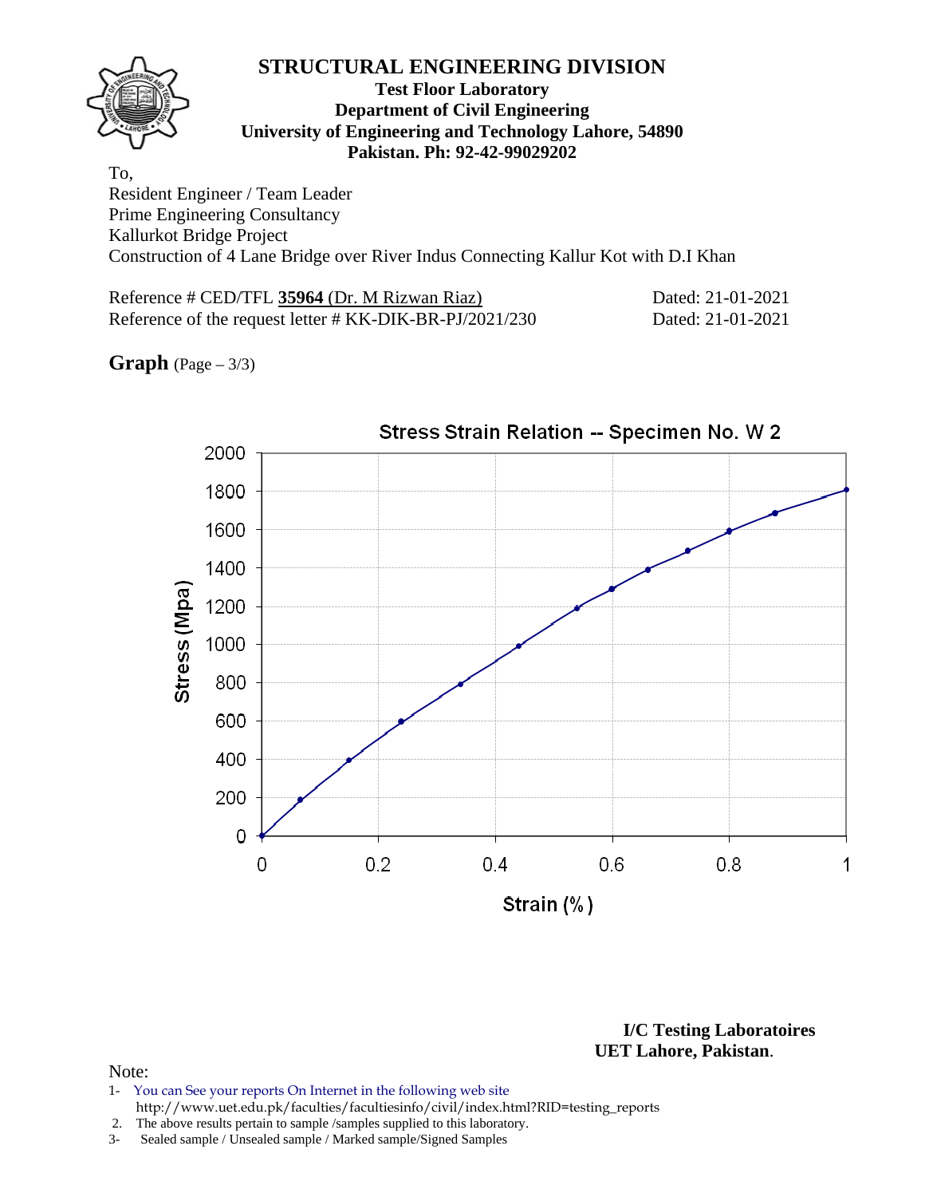# STRUCTURAL ENGINEERING DIVISION

**Test Floor Laboratory**
**Department of Civil Engineering**
**University of Engineering and Technology Lahore, 54890**
**Pakistan. Ph: 92-42-99029202**

To,
Resident Engineer / Team Leader
Prime Engineering Consultancy
Kallurkot Bridge Project
Construction of 4 Lane Bridge over River Indus Connecting Kallur Kot with D.I Khan

Reference # CED/TFL **35964** (Dr. M Rizwan Riaz) Dated: 21-01-2021
Reference of the request letter # KK-DIK-BR-PJ/2021/230 Dated: 21-01-2021

**Graph** (Page – 3/3)

Stress Strain Relation -- Specimen No. W 2

Stress (Mpa) vs Strain (%)

**I/C Testing Laboratoires**
**UET Lahore, Pakistan**.

Note:
1- You can See your reports On Internet in the following web site
http://www.uet.edu.pk/faculties/facultiesinfo/civil/index.html?RID=testing_reports
2. The above results pertain to sample /samples supplied to this laboratory.
3- Sealed sample / Unsealed sample / Marked sample/Signed Samples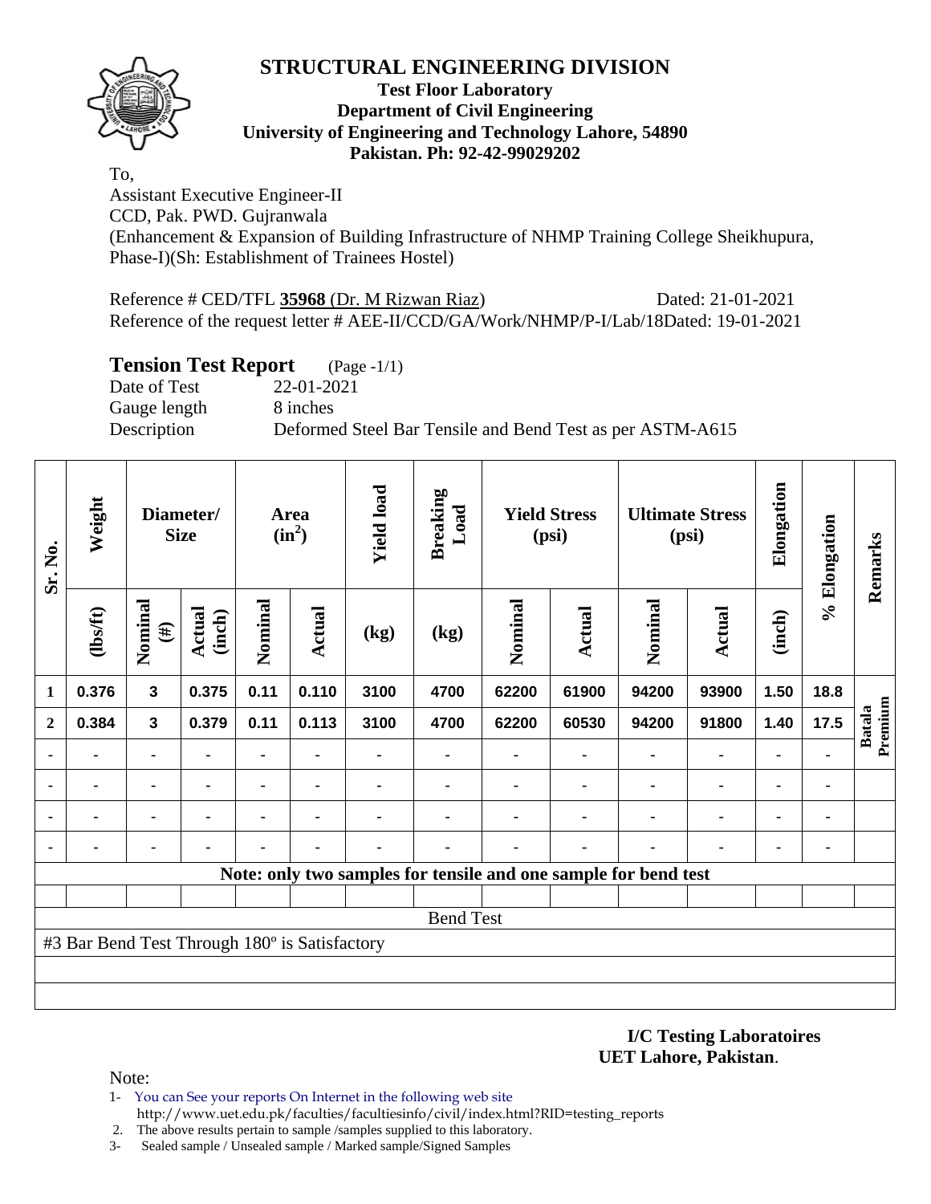# STRUCTURAL ENGINEERING DIVISION

**Test Floor Laboratory**
**Department of Civil Engineering**
**University of Engineering and Technology Lahore, 54890**
**Pakistan. Ph: 92-42-99029202**

To,
Assistant Executive Engineer-II
CCD, Pak. PWD. Gujranwala
(Enhancement & Expansion of Building Infrastructure of NHMP Training College Sheikhupura, Phase-I)(Sh: Establishment of Trainees Hostel)

Reference # CED/TFL **35968** (Dr. M Rizwan Riaz) Dated: 21-01-2021
Reference of the request letter # AEE-II/CCD/GA/Work/NHMP/P-I/Lab/18Dated: 19-01-2021

## Tension Test Report (Page -1/1)

Date of Test 22-01-2021
Gauge length 8 inches
Description Deformed Steel Bar Tensile and Bend Test as per ASTM-A615

| Sr. No. | Weight | Diameter/ Size | | Area ($in^2$) | | Yield load | Breaking Load | Yield Stress (psi) | | Ultimate Stress (psi) | | Elongation | % Elongation | Remarks |
|---|---|---|---|---|---|---|---|---|---|---|---|---|---|---|
| | (lbs/ft) | Nominal (#) | Actual (inch) | Nominal | Actual | (kg) | (kg) | Nominal | Actual | Nominal | Actual | (inch) | | |
| 1 | 0.376 | 3 | 0.375 | 0.11 | 0.110 | 3100 | 4700 | 62200 | 61900 | 94200 | 93900 | 1.50 | 18.8 | Batala Premium |
| 2 | 0.384 | 3 | 0.379 | 0.11 | 0.113 | 3100 | 4700 | 62200 | 60530 | 94200 | 91800 | 1.40 | 17.5 | |
| - | - | - | - | - | - | - | - | - | - | - | - | - | - | |
| - | - | - | - | - | - | - | - | - | - | - | - | - | - | |
| - | - | - | - | - | - | - | - | - | - | - | - | - | - | |
| - | - | - | - | - | - | - | - | - | - | - | - | - | - | |

**Note: only two samples for tensile and one sample for bend test**

Bend Test

#3 Bar Bend Test Through 180º is Satisfactory

**I/C Testing Laboratoires**
**UET Lahore, Pakistan**.

Note:

1- You can See your reports On Internet in the following web site
http://www.uet.edu.pk/faculties/facultiesinfo/civil/index.html?RID=testing_reports
2. The above results pertain to sample /samples supplied to this laboratory.
3- Sealed sample / Unsealed sample / Marked sample/Signed Samples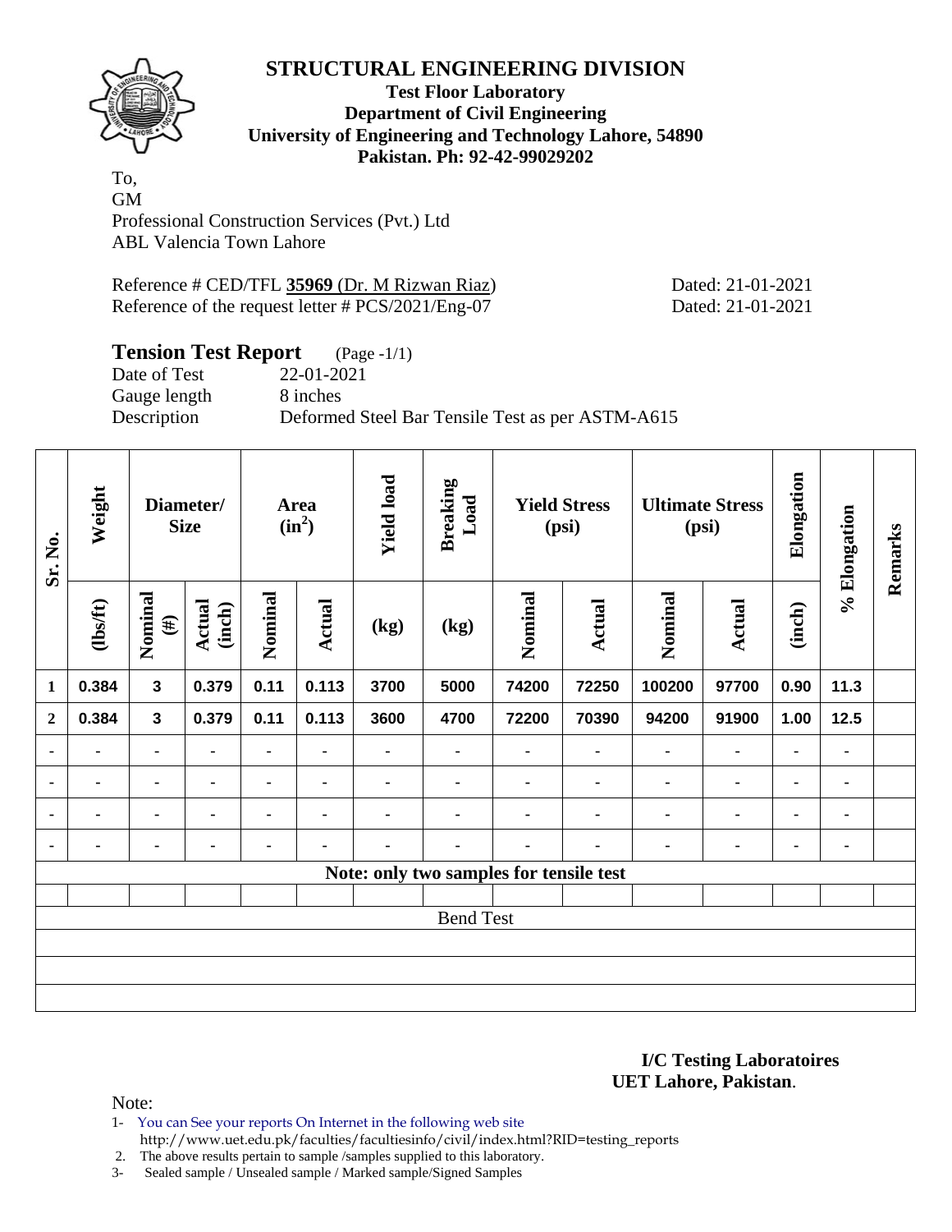# STRUCTURAL ENGINEERING DIVISION

**Test Floor Laboratory**
**Department of Civil Engineering**
**University of Engineering and Technology Lahore, 54890**
**Pakistan. Ph: 92-42-99029202**

To,
GM
Professional Construction Services (Pvt.) Ltd
ABL Valencia Town Lahore

Reference # CED/TFL **35969** (Dr. M Rizwan Riaz) Dated: 21-01-2021
Reference of the request letter # PCS/2021/Eng-07 Dated: 21-01-2021

## Tension Test Report (Page -1/1)

Date of Test 22-01-2021
Gauge length 8 inches
Description Deformed Steel Bar Tensile Test as per ASTM-A615

| Sr. No. | Weight | Diameter/ Size | | Area ($in^2$) | | Yield load | Breaking Load | Yield Stress (psi) | | Ultimate Stress (psi) | | Elongation | % Elongation | Remarks |
|---|---|---|---|---|---|---|---|---|---|---|---|---|---|---|
| | (lbs/ft) | Nominal (#) | Actual (inch) | Nominal | Actual | (kg) | (kg) | Nominal | Actual | Nominal | Actual | (inch) | | |
| 1 | 0.384 | 3 | 0.379 | 0.11 | 0.113 | 3700 | 5000 | 74200 | 72250 | 100200 | 97700 | 0.90 | 11.3 | |
| 2 | 0.384 | 3 | 0.379 | 0.11 | 0.113 | 3600 | 4700 | 72200 | 70390 | 94200 | 91900 | 1.00 | 12.5 | |
| - | - | - | - | - | - | - | - | - | - | - | - | - | - | |
| - | - | - | - | - | - | - | - | - | - | - | - | - | - | |
| - | - | - | - | - | - | - | - | - | - | - | - | - | - | |
| - | - | - | - | - | - | - | - | - | - | - | - | - | - | |
| Note: only two samples for tensile test | | | | | | | | | | | | | | |
| | | | | | | | | | | | | | | |
| Bend Test | | | | | | | | | | | | | | |

**I/C Testing Laboratoires**
**UET Lahore, Pakistan**.

Note:
1- You can See your reports On Internet in the following web site
http://www.uet.edu.pk/faculties/facultiesinfo/civil/index.html?RID=testing_reports
2. The above results pertain to sample /samples supplied to this laboratory.
3- Sealed sample / Unsealed sample / Marked sample/Signed Samples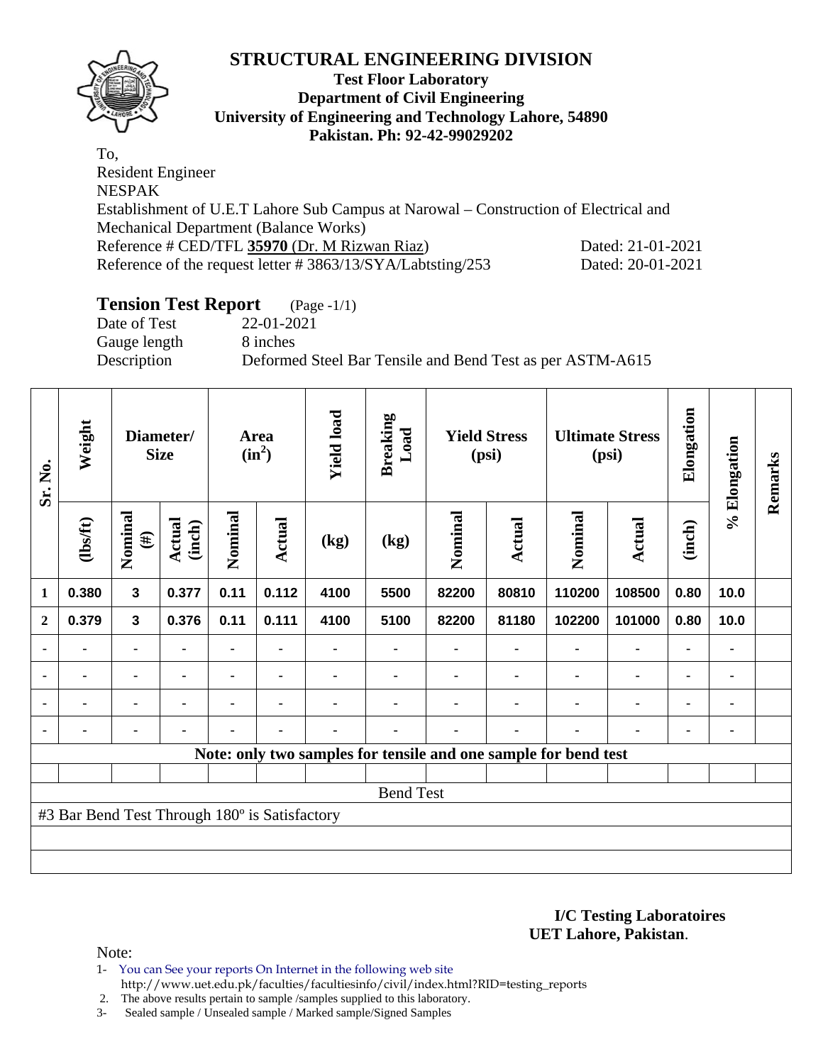# STRUCTURAL ENGINEERING DIVISION

**Test Floor Laboratory**
**Department of Civil Engineering**
**University of Engineering and Technology Lahore, 54890**
**Pakistan. Ph: 92-42-99029202**

To,
Resident Engineer
NESPAK
Establishment of U.E.T Lahore Sub Campus at Narowal – Construction of Electrical and Mechanical Department (Balance Works)
Reference # CED/TFL **35970** (Dr. M Rizwan Riaz) Dated: 21-01-2021
Reference of the request letter # 3863/13/SYA/Labtsting/253 Dated: 20-01-2021

## Tension Test Report (Page -1/1)

Date of Test 22-01-2021
Gauge length 8 inches
Description Deformed Steel Bar Tensile and Bend Test as per ASTM-A615

| Sr. No. | Weight | Diameter/ Size | | Area ($in^2$) | | Yield load | Breaking Load | Yield Stress (psi) | | Ultimate Stress (psi) | | Elongation | % Elongation | Remarks |
|---|---|---|---|---|---|---|---|---|---|---|---|---|---|---|
| | (lbs/ft) | Nominal (#) | Actual (inch) | Nominal | Actual | (kg) | (kg) | Nominal | Actual | Nominal | Actual | (inch) | | |
| 1 | 0.380 | 3 | 0.377 | 0.11 | 0.112 | 4100 | 5500 | 82200 | 80810 | 110200 | 108500 | 0.80 | 10.0 | |
| 2 | 0.379 | 3 | 0.376 | 0.11 | 0.111 | 4100 | 5100 | 82200 | 81180 | 102200 | 101000 | 0.80 | 10.0 | |
| - | - | - | - | - | - | - | - | - | - | - | - | - | - | |
| - | - | - | - | - | - | - | - | - | - | - | - | - | - | |
| - | - | - | - | - | - | - | - | - | - | - | - | - | - | |
| - | - | - | - | - | - | - | - | - | - | - | - | - | - | |

**Note: only two samples for tensile and one sample for bend test**

Bend Test

#3 Bar Bend Test Through 180º is Satisfactory

**I/C Testing Laboratoires**
**UET Lahore, Pakistan**.

Note:

1- You can See your reports On Internet in the following web site http://www.uet.edu.pk/faculties/facultiesinfo/civil/index.html?RID=testing_reports
2. The above results pertain to sample /samples supplied to this laboratory.
3- Sealed sample / Unsealed sample / Marked sample/Signed Samples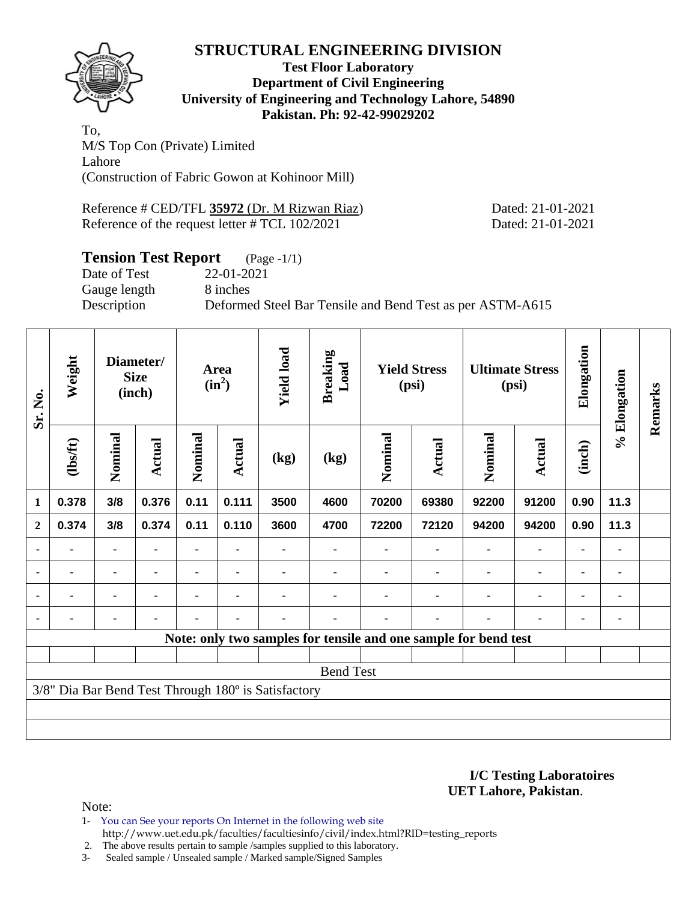# STRUCTURAL ENGINEERING DIVISION

**Test Floor Laboratory**
**Department of Civil Engineering**
**University of Engineering and Technology Lahore, 54890**
**Pakistan. Ph: 92-42-99029202**

To,
M/S Top Con (Private) Limited
Lahore
(Construction of Fabric Gowon at Kohinoor Mill)

Reference # CED/TFL **35972** (Dr. M Rizwan Riaz) Dated: 21-01-2021
Reference of the request letter # TCL 102/2021 Dated: 21-01-2021

## Tension Test Report (Page -1/1)

Date of Test 22-01-2021
Gauge length 8 inches
Description Deformed Steel Bar Tensile and Bend Test as per ASTM-A615

| Sr. No. | Weight | Diameter/ Size (inch) | | Area ($in^2$) | | Yield load | Breaking Load | Yield Stress (psi) | | Ultimate Stress (psi) | | Elongation | % Elongation | Remarks |
|---|---|---|---|---|---|---|---|---|---|---|---|---|---|---|
| | (lbs/ft) | Nominal | Actual | Nominal | Actual | (kg) | (kg) | Nominal | Actual | Nominal | Actual | (inch) | | |
| 1 | 0.378 | 3/8 | 0.376 | 0.11 | 0.111 | 3500 | 4600 | 70200 | 69380 | 92200 | 91200 | 0.90 | 11.3 | |
| 2 | 0.374 | 3/8 | 0.374 | 0.11 | 0.110 | 3600 | 4700 | 72200 | 72120 | 94200 | 94200 | 0.90 | 11.3 | |
| - | - | - | - | - | - | - | - | - | - | - | - | - | - | |
| - | - | - | - | - | - | - | - | - | - | - | - | - | - | |
| - | - | - | - | - | - | - | - | - | - | - | - | - | - | |
| - | - | - | - | - | - | - | - | - | - | - | - | - | - | |
| Note: only two samples for tensile and one sample for bend test | | | | | | | | | | | | | | |
| Bend Test | | | | | | | | | | | | | | |
| 3/8" Dia Bar Bend Test Through 180º is Satisfactory | | | | | | | | | | | | | | |

**I/C Testing Laboratoires**
**UET Lahore, Pakistan**.

Note:
1- You can See your reports On Internet in the following web site
http://www.uet.edu.pk/faculties/facultiesinfo/civil/index.html?RID=testing_reports
2. The above results pertain to sample /samples supplied to this laboratory.
3- Sealed sample / Unsealed sample / Marked sample/Signed Samples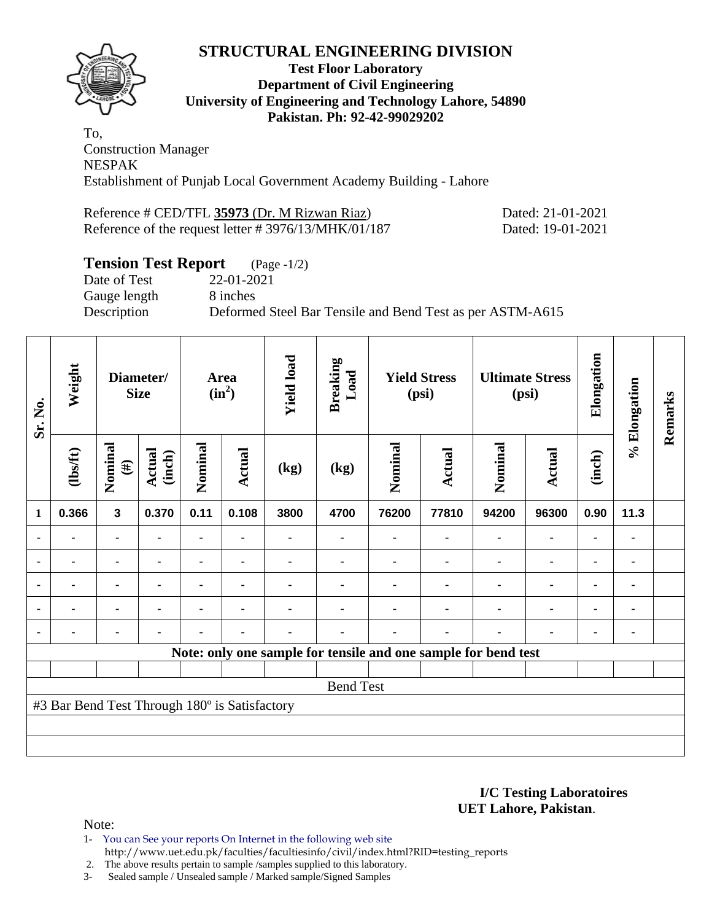# STRUCTURAL ENGINEERING DIVISION

**Test Floor Laboratory**
**Department of Civil Engineering**
**University of Engineering and Technology Lahore, 54890**
**Pakistan. Ph: 92-42-99029202**

To,
Construction Manager
NESPAK
Establishment of Punjab Local Government Academy Building - Lahore

Reference # CED/TFL **35973** (Dr. M Rizwan Riaz) Dated: 21-01-2021
Reference of the request letter # 3976/13/MHK/01/187 Dated: 19-01-2021

## Tension Test Report (Page -1/2)

Date of Test 22-01-2021
Gauge length 8 inches
Description Deformed Steel Bar Tensile and Bend Test as per ASTM-A615

| Sr. No. | Weight | Diameter/ Size | | Area ($in^2$) | | Yield load | Breaking Load | Yield Stress (psi) | | Ultimate Stress (psi) | | Elongation | % Elongation | Remarks |
|---|---|---|---|---|---|---|---|---|---|---|---|---|---|---|
| | (lbs/ft) | Nominal (#) | Actual (inch) | Nominal | Actual | (kg) | (kg) | Nominal | Actual | Nominal | Actual | (inch) | | |
| 1 | 0.366 | 3 | 0.370 | 0.11 | 0.108 | 3800 | 4700 | 76200 | 77810 | 94200 | 96300 | 0.90 | 11.3 | |
| - | - | - | - | - | - | - | - | - | - | - | - | - | - | |
| - | - | - | - | - | - | - | - | - | - | - | - | - | - | |
| - | - | - | - | - | - | - | - | - | - | - | - | - | - | |
| - | - | - | - | - | - | - | - | - | - | - | - | - | - | |
| - | - | - | - | - | - | - | - | - | - | - | - | - | - | |
| **Note: only one sample for tensile and one sample for bend test** | | | | | | | | | | | | | | |
| Bend Test | | | | | | | | | | | | | | |
| #3 Bar Bend Test Through 180º is Satisfactory | | | | | | | | | | | | | | |

**I/C Testing Laboratoires**
**UET Lahore, Pakistan**.

Note:

1- You can See your reports On Internet in the following web site
http://www.uet.edu.pk/faculties/facultiesinfo/civil/index.html?RID=testing_reports
2. The above results pertain to sample /samples supplied to this laboratory.
3- Sealed sample / Unsealed sample / Marked sample/Signed Samples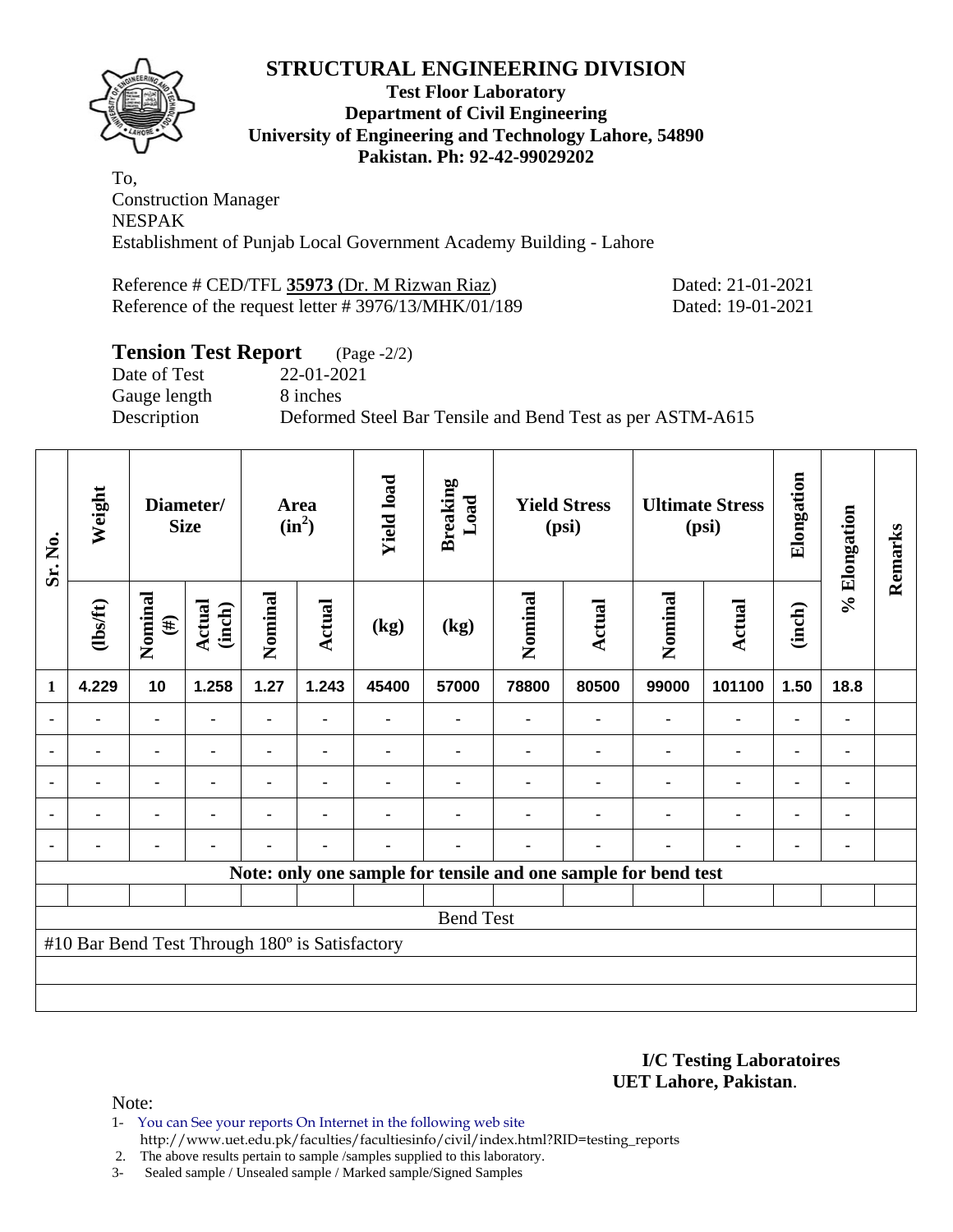# STRUCTURAL ENGINEERING DIVISION

**Test Floor Laboratory**
**Department of Civil Engineering**
**University of Engineering and Technology Lahore, 54890**
**Pakistan. Ph: 92-42-99029202**

To,
Construction Manager
NESPAK
Establishment of Punjab Local Government Academy Building - Lahore

Reference # CED/TFL **35973** (Dr. M Rizwan Riaz) Dated: 21-01-2021
Reference of the request letter # 3976/13/MHK/01/189 Dated: 19-01-2021

## Tension Test Report (Page -2/2)

Date of Test 22-01-2021
Gauge length 8 inches
Description Deformed Steel Bar Tensile and Bend Test as per ASTM-A615

| Sr. No. | Weight | Diameter/ Size | | Area ($in^2$) | | Yield load | Breaking Load | Yield Stress (psi) | | Ultimate Stress (psi) | | Elongation | % Elongation | Remarks |
|---|---|---|---|---|---|---|---|---|---|---|---|---|---|---|
| | (lbs/ft) | Nominal (#) | Actual (inch) | Nominal | Actual | (kg) | (kg) | Nominal | Actual | Nominal | Actual | (inch) | | |
| 1 | 4.229 | 10 | 1.258 | 1.27 | 1.243 | 45400 | 57000 | 78800 | 80500 | 99000 | 101100 | 1.50 | 18.8 | |
| - | - | - | - | - | - | - | - | - | - | - | - | - | - | |
| - | - | - | - | - | - | - | - | - | - | - | - | - | - | |
| - | - | - | - | - | - | - | - | - | - | - | - | - | - | |
| - | - | - | - | - | - | - | - | - | - | - | - | - | - | |
| - | - | - | - | - | - | - | - | - | - | - | - | - | - | |

**Note: only one sample for tensile and one sample for bend test**

Bend Test

#10 Bar Bend Test Through 180º is Satisfactory

**I/C Testing Laboratoires**
**UET Lahore, Pakistan**.

Note:
1- You can See your reports On Internet in the following web site
http://www.uet.edu.pk/faculties/facultiesinfo/civil/index.html?RID=testing_reports
2. The above results pertain to sample /samples supplied to this laboratory.
3- Sealed sample / Unsealed sample / Marked sample/Signed Samples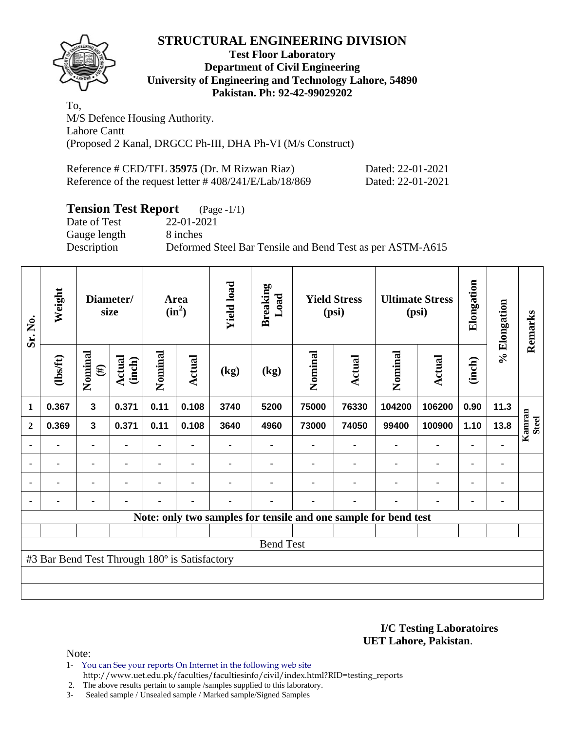# STRUCTURAL ENGINEERING DIVISION

**Test Floor Laboratory**
**Department of Civil Engineering**
**University of Engineering and Technology Lahore, 54890**
**Pakistan. Ph: 92-42-99029202**

To,
M/S Defence Housing Authority.
Lahore Cantt
(Proposed 2 Kanal, DRGCC Ph-III, DHA Ph-VI (M/s Construct)

Reference # CED/TFL **35975** (Dr. M Rizwan Riaz) Dated: 22-01-2021
Reference of the request letter # 408/241/E/Lab/18/869 Dated: 22-01-2021

**Tension Test Report** (Page -1/1)
Date of Test 22-01-2021
Gauge length 8 inches
Description Deformed Steel Bar Tensile and Bend Test as per ASTM-A615

| Sr. No. | Weight | Diameter/ size | | Area ($in^2$) | | Yield load | Breaking Load | Yield Stress (psi) | | Ultimate Stress (psi) | | Elongation | % Elongation | Remarks |
|---|---|---|---|---|---|---|---|---|---|---|---|---|---|---|
| | (lbs/ft) | Nominal (#) | Actual (inch) | Nominal | Actual | (kg) | (kg) | Nominal | Actual | Nominal | Actual | (inch) | | |
| 1 | 0.367 | 3 | 0.371 | 0.11 | 0.108 | 3740 | 5200 | 75000 | 76330 | 104200 | 106200 | 0.90 | 11.3 | Kamran Steel |
| 2 | 0.369 | 3 | 0.371 | 0.11 | 0.108 | 3640 | 4960 | 73000 | 74050 | 99400 | 100900 | 1.10 | 13.8 | |
| - | - | - | - | - | - | - | - | - | - | - | - | - | - | |
| - | - | - | - | - | - | - | - | - | - | - | - | - | - | |
| - | - | - | - | - | - | - | - | - | - | - | - | - | - | |
| - | - | - | - | - | - | - | - | - | - | - | - | - | - | |
| Note: only two samples for tensile and one sample for bend test | | | | | | | | | | | | | | |
| Bend Test | | | | | | | | | | | | | | |
| #3 Bar Bend Test Through 180º is Satisfactory | | | | | | | | | | | | | | |

**I/C Testing Laboratoires**
**UET Lahore, Pakistan**.

Note:
1- You can See your reports On Internet in the following web site
http://www.uet.edu.pk/faculties/facultiesinfo/civil/index.html?RID=testing_reports
2. The above results pertain to sample /samples supplied to this laboratory.
3- Sealed sample / Unsealed sample / Marked sample/Signed Samples